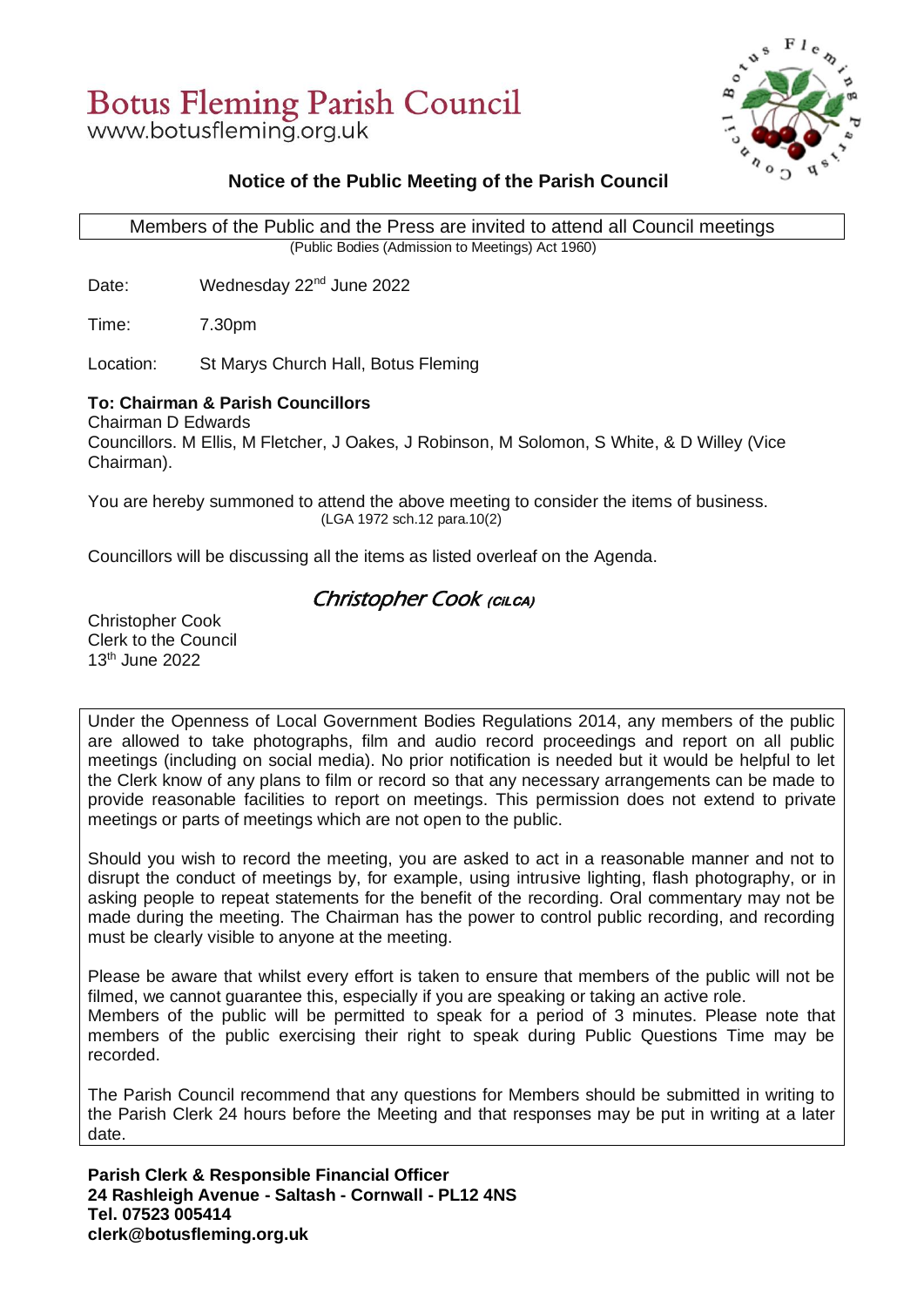# Botus Fleming Parish Council

www.botusfleming.org.uk

## Notice of the Public Meeting of the Parish Council

Members of the Public and the Press are invited to attend all Council meetings
(Public Bodies (Admission to Meetings) Act 1960)

Date: Wednesday 22nd June 2022

Time: 7.30pm

Location: St Marys Church Hall, Botus Fleming

**To: Chairman & Parish Councillors**
Chairman D Edwards
Councillors. M Ellis, M Fletcher, J Oakes, J Robinson, M Solomon, S White, & D Willey (Vice Chairman).

You are hereby summoned to attend the above meeting to consider the items of business.
(LGA 1972 sch.12 para.10(2)

Councillors will be discussing all the items as listed overleaf on the Agenda.

*Christopher Cook (CiLCA)*

Christopher Cook
Clerk to the Council
13th June 2022

Under the Openness of Local Government Bodies Regulations 2014, any members of the public are allowed to take photographs, film and audio record proceedings and report on all public meetings (including on social media). No prior notification is needed but it would be helpful to let the Clerk know of any plans to film or record so that any necessary arrangements can be made to provide reasonable facilities to report on meetings. This permission does not extend to private meetings or parts of meetings which are not open to the public.

Should you wish to record the meeting, you are asked to act in a reasonable manner and not to disrupt the conduct of meetings by, for example, using intrusive lighting, flash photography, or in asking people to repeat statements for the benefit of the recording. Oral commentary may not be made during the meeting. The Chairman has the power to control public recording, and recording must be clearly visible to anyone at the meeting.

Please be aware that whilst every effort is taken to ensure that members of the public will not be filmed, we cannot guarantee this, especially if you are speaking or taking an active role.
Members of the public will be permitted to speak for a period of 3 minutes. Please note that members of the public exercising their right to speak during Public Questions Time may be recorded.

The Parish Council recommend that any questions for Members should be submitted in writing to the Parish Clerk 24 hours before the Meeting and that responses may be put in writing at a later date.

**Parish Clerk & Responsible Financial Officer**
**24 Rashleigh Avenue - Saltash - Cornwall - PL12 4NS**
**Tel. 07523 005414**
**clerk@botusfleming.org.uk**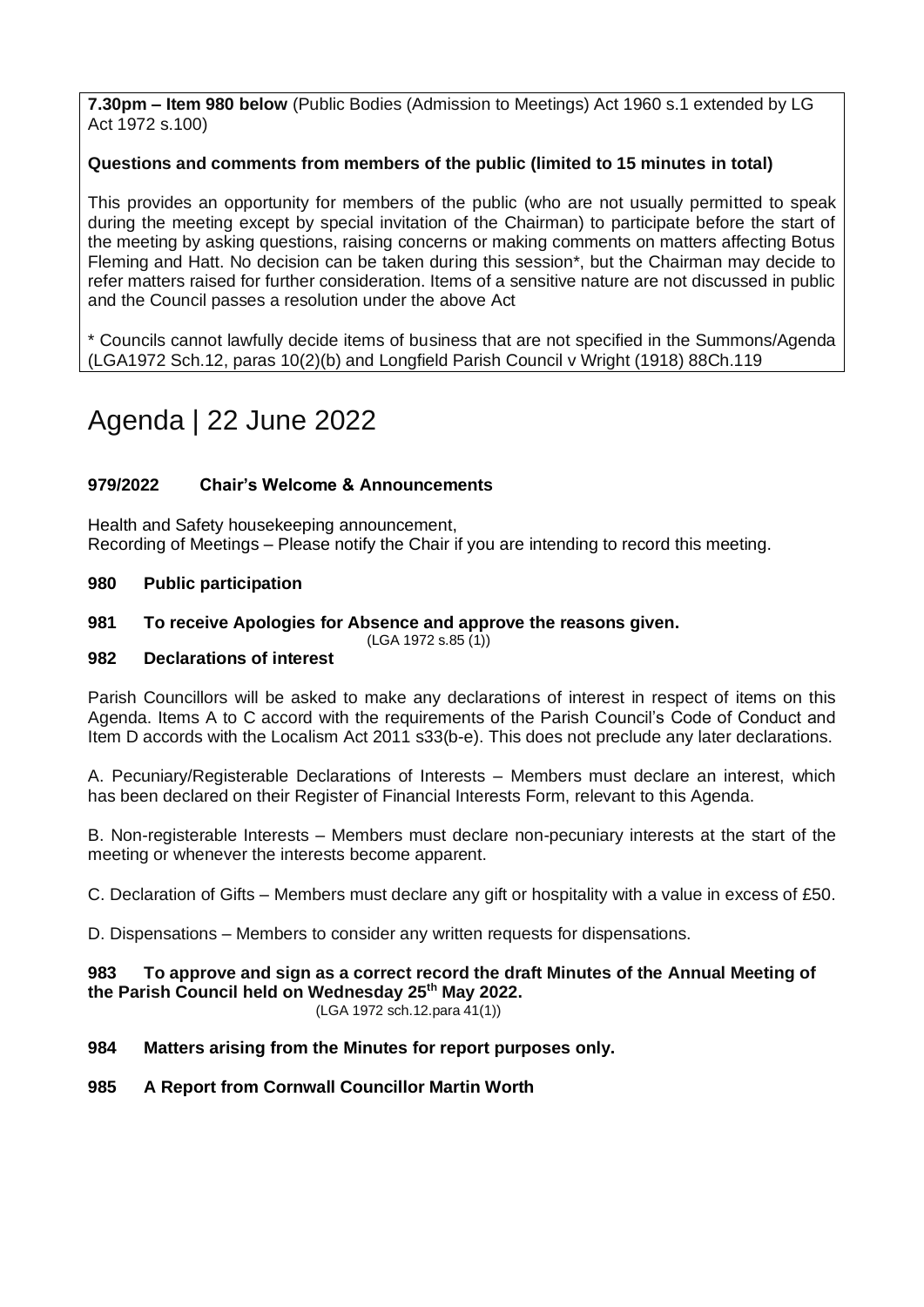**7.30pm – Item 980 below** (Public Bodies (Admission to Meetings) Act 1960 s.1 extended by LG Act 1972 s.100)

**Questions and comments from members of the public (limited to 15 minutes in total)**

This provides an opportunity for members of the public (who are not usually permitted to speak during the meeting except by special invitation of the Chairman) to participate before the start of the meeting by asking questions, raising concerns or making comments on matters affecting Botus Fleming and Hatt. No decision can be taken during this session*, but the Chairman may decide to refer matters raised for further consideration. Items of a sensitive nature are not discussed in public and the Council passes a resolution under the above Act

* Councils cannot lawfully decide items of business that are not specified in the Summons/Agenda (LGA1972 Sch.12, paras 10(2)(b) and Longfield Parish Council v Wright (1918) 88Ch.119

# Agenda | 22 June 2022

**979/2022 Chair's Welcome & Announcements**

Health and Safety housekeeping announcement,
Recording of Meetings – Please notify the Chair if you are intending to record this meeting.

**980 Public participation**

**981 To receive Apologies for Absence and approve the reasons given.**
(LGA 1972 s.85 (1))

**982 Declarations of interest**

Parish Councillors will be asked to make any declarations of interest in respect of items on this Agenda. Items A to C accord with the requirements of the Parish Council's Code of Conduct and Item D accords with the Localism Act 2011 s33(b-e). This does not preclude any later declarations.

A. Pecuniary/Registerable Declarations of Interests – Members must declare an interest, which has been declared on their Register of Financial Interests Form, relevant to this Agenda.

B. Non-registerable Interests – Members must declare non-pecuniary interests at the start of the meeting or whenever the interests become apparent.

C. Declaration of Gifts – Members must declare any gift or hospitality with a value in excess of £50.

D. Dispensations – Members to consider any written requests for dispensations.

**983 To approve and sign as a correct record the draft Minutes of the Annual Meeting of the Parish Council held on Wednesday 25th May 2022.**
(LGA 1972 sch.12.para 41(1))

**984 Matters arising from the Minutes for report purposes only.**

**985 A Report from Cornwall Councillor Martin Worth**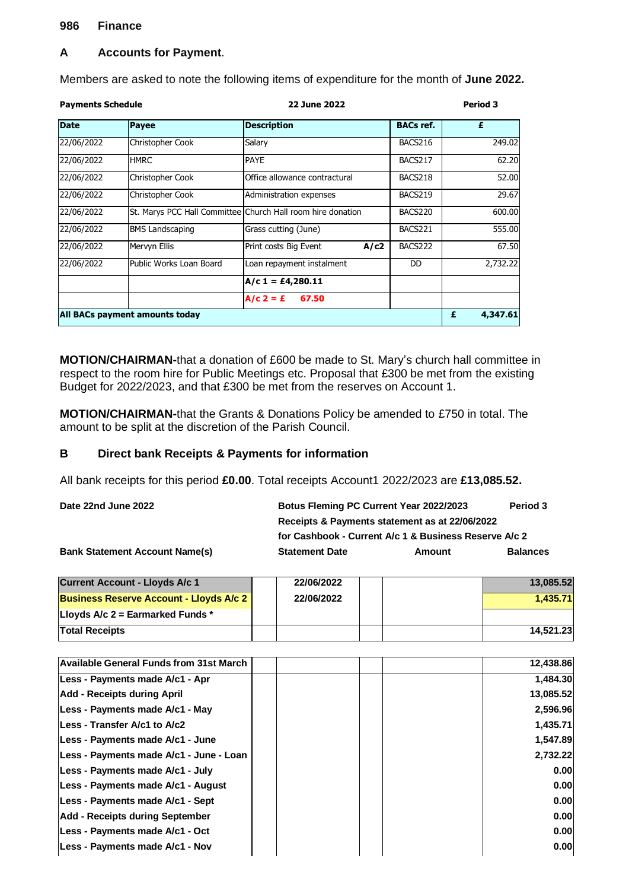## 986 Finance

### A Accounts for Payment.

Members are asked to note the following items of expenditure for the month of **June 2022.**

**Payments Schedule** **22 June 2022** **Period 3**

| Date | Payee | Description | BACs ref. | £ |
|---|---|---|---|---|
| 22/06/2022 | Christopher Cook | Salary | BACS216 | 249.02 |
| 22/06/2022 | HMRC | PAYE | BACS217 | 62.20 |
| 22/06/2022 | Christopher Cook | Office allowance contractural | BACS218 | 52.00 |
| 22/06/2022 | Christopher Cook | Administration expenses | BACS219 | 29.67 |
| 22/06/2022 | St. Marys PCC Hall Committee | Church Hall room hire donation | BACS220 | 600.00 |
| 22/06/2022 | BMS Landscaping | Grass cutting (June) | BACS221 | 555.00 |
| 22/06/2022 | Mervyn Ellis | Print costs Big Event **A/c2** | BACS222 | 67.50 |
| 22/06/2022 | Public Works Loan Board | Loan repayment instalment | DD | 2,732.22 |
| | | **A/c 1 = £4,280.11** | | |
| | | **A/c 2 = £ 67.50** | | |
| **All BACs payment amounts today** | | | | **£ 4,347.61** |

**MOTION/CHAIRMAN-**that a donation of £600 be made to St. Mary's church hall committee in respect to the room hire for Public Meetings etc. Proposal that £300 be met from the existing Budget for 2022/2023, and that £300 be met from the reserves on Account 1.

**MOTION/CHAIRMAN-**that the Grants & Donations Policy be amended to £750 in total. The amount to be split at the discretion of the Parish Council.

### B Direct bank Receipts & Payments for information

All bank receipts for this period **£0.00**. Total receipts Account1 2022/2023 are **£13,085.52.**

**Date 22nd June 2022** **Botus Fleming PC Current Year 2022/2023** **Period 3**
**Receipts & Payments statement as at 22/06/2022**
**for Cashbook - Current A/c 1 & Business Reserve A/c 2**

| Bank Statement Account Name(s) | Statement Date | Amount | Balances |
|---|---|---|---|
| **Current Account - Lloyds A/c 1** | **22/06/2022** | | **13,085.52** |
| **Business Reserve Account - Lloyds A/c 2** | **22/06/2022** | | **1,435.71** |
| **Lloyds A/c 2 = Earmarked Funds *** | | | |
| **Total Receipts** | | | **14,521.23** |

| | | | |
|---|---|---|---|
| **Available General Funds from 31st March** | | | **12,438.86** |
| **Less - Payments made A/c1 - Apr** | | | **1,484.30** |
| **Add - Receipts during April** | | | **13,085.52** |
| **Less - Payments made A/c1 - May** | | | **2,596.96** |
| **Less - Transfer A/c1 to A/c2** | | | **1,435.71** |
| **Less - Payments made A/c1 - June** | | | **1,547.89** |
| **Less - Payments made A/c1 - June - Loan** | | | **2,732.22** |
| **Less - Payments made A/c1 - July** | | | **0.00** |
| **Less - Payments made A/c1 - August** | | | **0.00** |
| **Less - Payments made A/c1 - Sept** | | | **0.00** |
| **Add - Receipts during September** | | | **0.00** |
| **Less - Payments made A/c1 - Oct** | | | **0.00** |
| **Less - Payments made A/c1 - Nov** | | | **0.00** |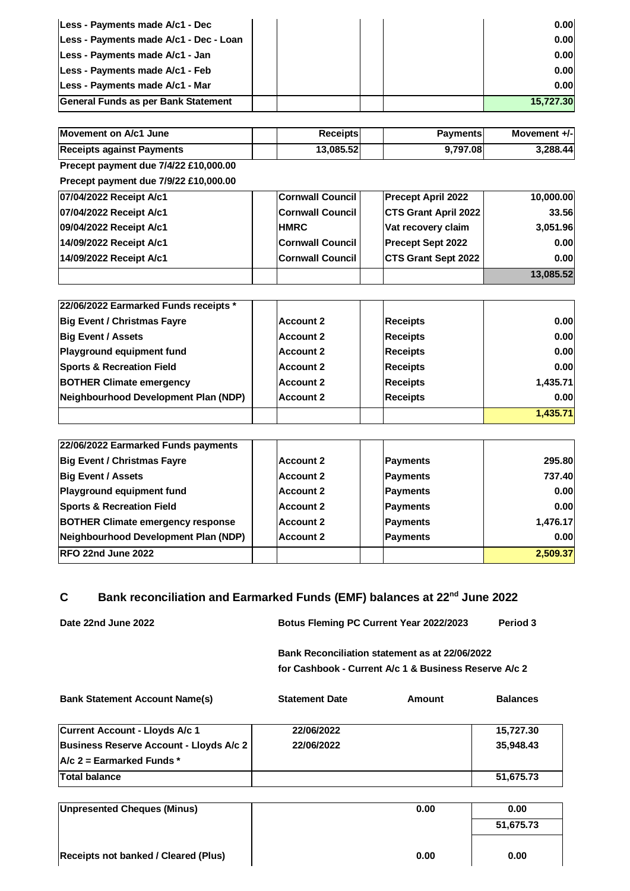| | | | | | |
|---|---|---|---|---|---|
| Less - Payments made A/c1 - Dec | | | | | 0.00 |
| Less - Payments made A/c1 - Dec - Loan | | | | | 0.00 |
| Less - Payments made A/c1 - Jan | | | | | 0.00 |
| Less - Payments made A/c1 - Feb | | | | | 0.00 |
| Less - Payments made A/c1 - Mar | | | | | 0.00 |
| General Funds as per Bank Statement | | | | | 15,727.30 |

| Movement on A/c1 June | | Receipts | | Payments | Movement +/- |
|---|---|---|---|---|---|
| Receipts against Payments | | 13,085.52 | | 9,797.08 | 3,288.44 |

Precept payment due 7/4/22 £10,000.00

Precept payment due 7/9/22 £10,000.00

| | | | | | |
|---|---|---|---|---|---|
| 07/04/2022 Receipt A/c1 | | Cornwall Council | | Precept April 2022 | 10,000.00 |
| 07/04/2022 Receipt A/c1 | | Cornwall Council | | CTS Grant April 2022 | 33.56 |
| 09/04/2022 Receipt A/c1 | | HMRC | | Vat recovery claim | 3,051.96 |
| 14/09/2022 Receipt A/c1 | | Cornwall Council | | Precept Sept 2022 | 0.00 |
| 14/09/2022 Receipt A/c1 | | Cornwall Council | | CTS Grant Sept 2022 | 0.00 |
| | | | | | 13,085.52 |

| 22/06/2022 Earmarked Funds receipts * | | | | | |
|---|---|---|---|---|---|
| Big Event / Christmas Fayre | | Account 2 | | Receipts | 0.00 |
| Big Event / Assets | | Account 2 | | Receipts | 0.00 |
| Playground equipment fund | | Account 2 | | Receipts | 0.00 |
| Sports & Recreation Field | | Account 2 | | Receipts | 0.00 |
| BOTHER Climate emergency | | Account 2 | | Receipts | 1,435.71 |
| Neighbourhood Development Plan (NDP) | | Account 2 | | Receipts | 0.00 |
| | | | | | 1,435.71 |

| 22/06/2022 Earmarked Funds payments | | | | | |
|---|---|---|---|---|---|
| Big Event / Christmas Fayre | | Account 2 | | Payments | 295.80 |
| Big Event / Assets | | Account 2 | | Payments | 737.40 |
| Playground equipment fund | | Account 2 | | Payments | 0.00 |
| Sports & Recreation Field | | Account 2 | | Payments | 0.00 |
| BOTHER Climate emergency response | | Account 2 | | Payments | 1,476.17 |
| Neighbourhood Development Plan (NDP) | | Account 2 | | Payments | 0.00 |
| RFO 22nd June 2022 | | | | | 2,509.37 |

## C Bank reconciliation and Earmarked Funds (EMF) balances at 22nd June 2022

**Date 22nd June 2022** | **Botus Fleming PC Current Year 2022/2023** | **Period 3**

**Bank Reconciliation statement as at 22/06/2022**
**for Cashbook - Current A/c 1 & Business Reserve A/c 2**

| Bank Statement Account Name(s) | Statement Date | Amount | Balances |
|---|---|---|---|
| Current Account - Lloyds A/c 1 | 22/06/2022 | | 15,727.30 |
| Business Reserve Account - Lloyds A/c 2 | 22/06/2022 | | 35,948.43 |
| A/c 2 = Earmarked Funds * | | | |
| Total balance | | | 51,675.73 |

| | | |
|---|---|---|
| Unpresented Cheques (Minus) | 0.00 | 0.00 |
| | | 51,675.73 |
| Receipts not banked / Cleared (Plus) | 0.00 | 0.00 |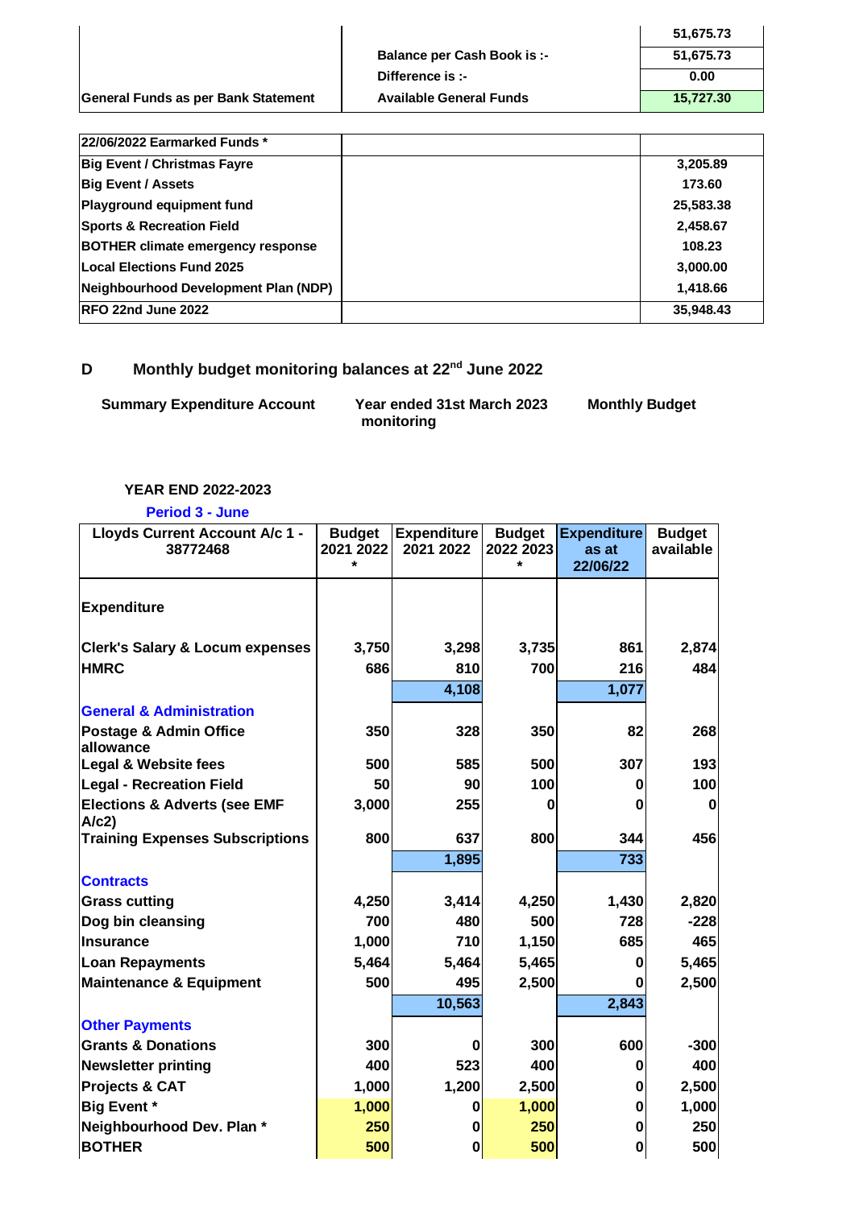| | | |
|---|---|---|
| | | 51,675.73 |
| | Balance per Cash Book is :- | 51,675.73 |
| | Difference is :- | 0.00 |
| General Funds as per Bank Statement | Available General Funds | 15,727.30 |

| 22/06/2022 Earmarked Funds * | | |
|---|---|---|
| Big Event / Christmas Fayre | | 3,205.89 |
| Big Event / Assets | | 173.60 |
| Playground equipment fund | | 25,583.38 |
| Sports & Recreation Field | | 2,458.67 |
| BOTHER climate emergency response | | 108.23 |
| Local Elections Fund 2025 | | 3,000.00 |
| Neighbourhood Development Plan (NDP) | | 1,418.66 |
| RFO 22nd June 2022 | | 35,948.43 |

## D Monthly budget monitoring balances at 22nd June 2022

**Summary Expenditure Account** **Year ended 31st March 2023** **Monthly Budget monitoring**

**YEAR END 2022-2023**

**Period 3 - June**

| Lloyds Current Account A/c 1 - 38772468 | Budget 2021 2022 * | Expenditure 2021 2022 | Budget 2022 2023 * | Expenditure as at 22/06/22 | Budget available |
|---|---|---|---|---|---|
| **Expenditure** | | | | | |
| Clerk's Salary & Locum expenses | 3,750 | 3,298 | 3,735 | 861 | 2,874 |
| HMRC | 686 | 810 | 700 | 216 | 484 |
| | | 4,108 | | 1,077 | |
| **General & Administration** | | | | | |
| Postage & Admin Office allowance | 350 | 328 | 350 | 82 | 268 |
| Legal & Website fees | 500 | 585 | 500 | 307 | 193 |
| Legal - Recreation Field | 50 | 90 | 100 | 0 | 100 |
| Elections & Adverts (see EMF A/c2) | 3,000 | 255 | 0 | 0 | 0 |
| Training Expenses Subscriptions | 800 | 637 | 800 | 344 | 456 |
| | | 1,895 | | 733 | |
| **Contracts** | | | | | |
| Grass cutting | 4,250 | 3,414 | 4,250 | 1,430 | 2,820 |
| Dog bin cleansing | 700 | 480 | 500 | 728 | -228 |
| Insurance | 1,000 | 710 | 1,150 | 685 | 465 |
| Loan Repayments | 5,464 | 5,464 | 5,465 | 0 | 5,465 |
| Maintenance & Equipment | 500 | 495 | 2,500 | 0 | 2,500 |
| | | 10,563 | | 2,843 | |
| **Other Payments** | | | | | |
| Grants & Donations | 300 | 0 | 300 | 600 | -300 |
| Newsletter printing | 400 | 523 | 400 | 0 | 400 |
| Projects & CAT | 1,000 | 1,200 | 2,500 | 0 | 2,500 |
| Big Event * | 1,000 | 0 | 1,000 | 0 | 1,000 |
| Neighbourhood Dev. Plan * | 250 | 0 | 250 | 0 | 250 |
| BOTHER | 500 | 0 | 500 | 0 | 500 |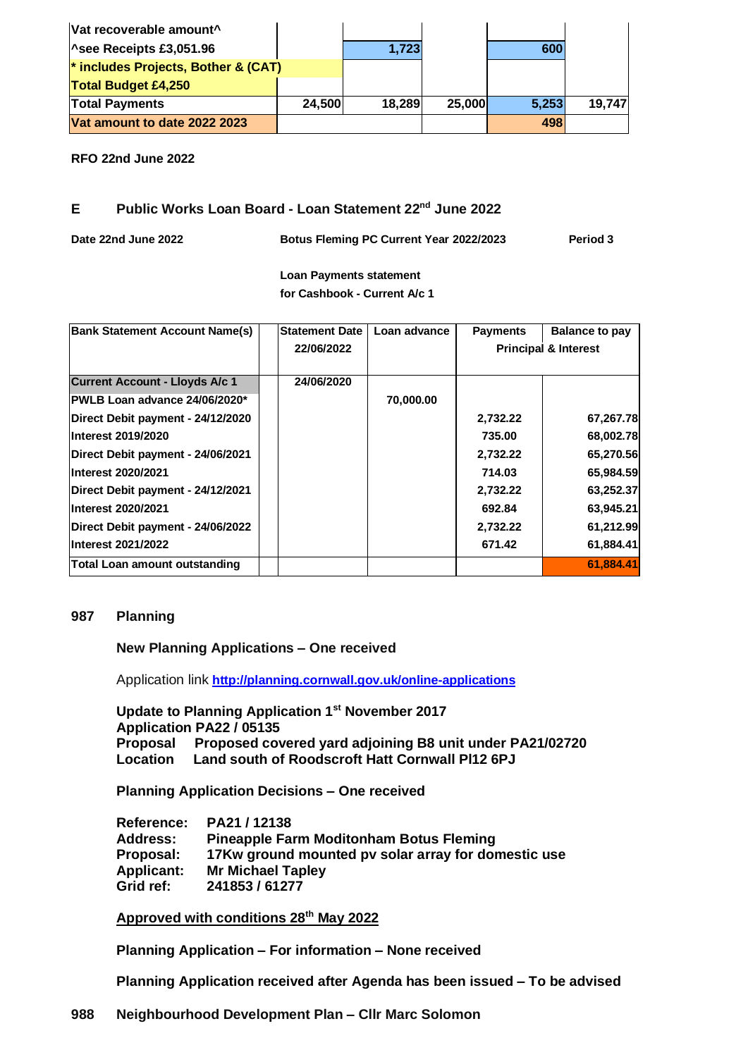| | | | | | |
|---|---|---|---|---|---|
| Vat recoverable amount^ | | | | | |
| ^see Receipts £3,051.96 | | 1,723 | | 600 | |
| * includes Projects, Bother & (CAT) | | | | | |
| Total Budget £4,250 | | | | | |
| Total Payments | 24,500 | 18,289 | 25,000 | 5,253 | 19,747 |
| Vat amount to date 2022 2023 | | | | 498 | |

**RFO 22nd June 2022**

## E Public Works Loan Board - Loan Statement 22nd June 2022

**Date 22nd June 2022** **Botus Fleming PC Current Year 2022/2023** **Period 3**

**Loan Payments statement**
**for Cashbook - Current A/c 1**

| Bank Statement Account Name(s) | | Statement Date 22/06/2022 | Loan advance | Payments Principal & Interest | Balance to pay |
|---|---|---|---|---|---|
| Current Account - Lloyds A/c 1 | | 24/06/2020 | | | |
| PWLB Loan advance 24/06/2020* | | | 70,000.00 | | |
| Direct Debit payment - 24/12/2020 | | | | 2,732.22 | 67,267.78 |
| Interest 2019/2020 | | | | 735.00 | 68,002.78 |
| Direct Debit payment - 24/06/2021 | | | | 2,732.22 | 65,270.56 |
| Interest 2020/2021 | | | | 714.03 | 65,984.59 |
| Direct Debit payment - 24/12/2021 | | | | 2,732.22 | 63,252.37 |
| Interest 2020/2021 | | | | 692.84 | 63,945.21 |
| Direct Debit payment - 24/06/2022 | | | | 2,732.22 | 61,212.99 |
| Interest 2021/2022 | | | | 671.42 | 61,884.41 |
| Total Loan amount outstanding | | | | | 61,884.41 |

## 987 Planning

**New Planning Applications – One received**

Application link **http://planning.cornwall.gov.uk/online-applications**

**Update to Planning Application 1st November 2017**
**Application PA22 / 05135**
**Proposal Proposed covered yard adjoining B8 unit under PA21/02720**
**Location Land south of Roodscroft Hatt Cornwall Pl12 6PJ**

**Planning Application Decisions – One received**

**Reference: PA21 / 12138**
**Address: Pineapple Farm Moditonham Botus Fleming**
**Proposal: 17Kw ground mounted pv solar array for domestic use**
**Applicant: Mr Michael Tapley**
**Grid ref: 241853 / 61277**

**Approved with conditions 28th May 2022**

**Planning Application – For information – None received**

**Planning Application received after Agenda has been issued – To be advised**

## 988 Neighbourhood Development Plan – Cllr Marc Solomon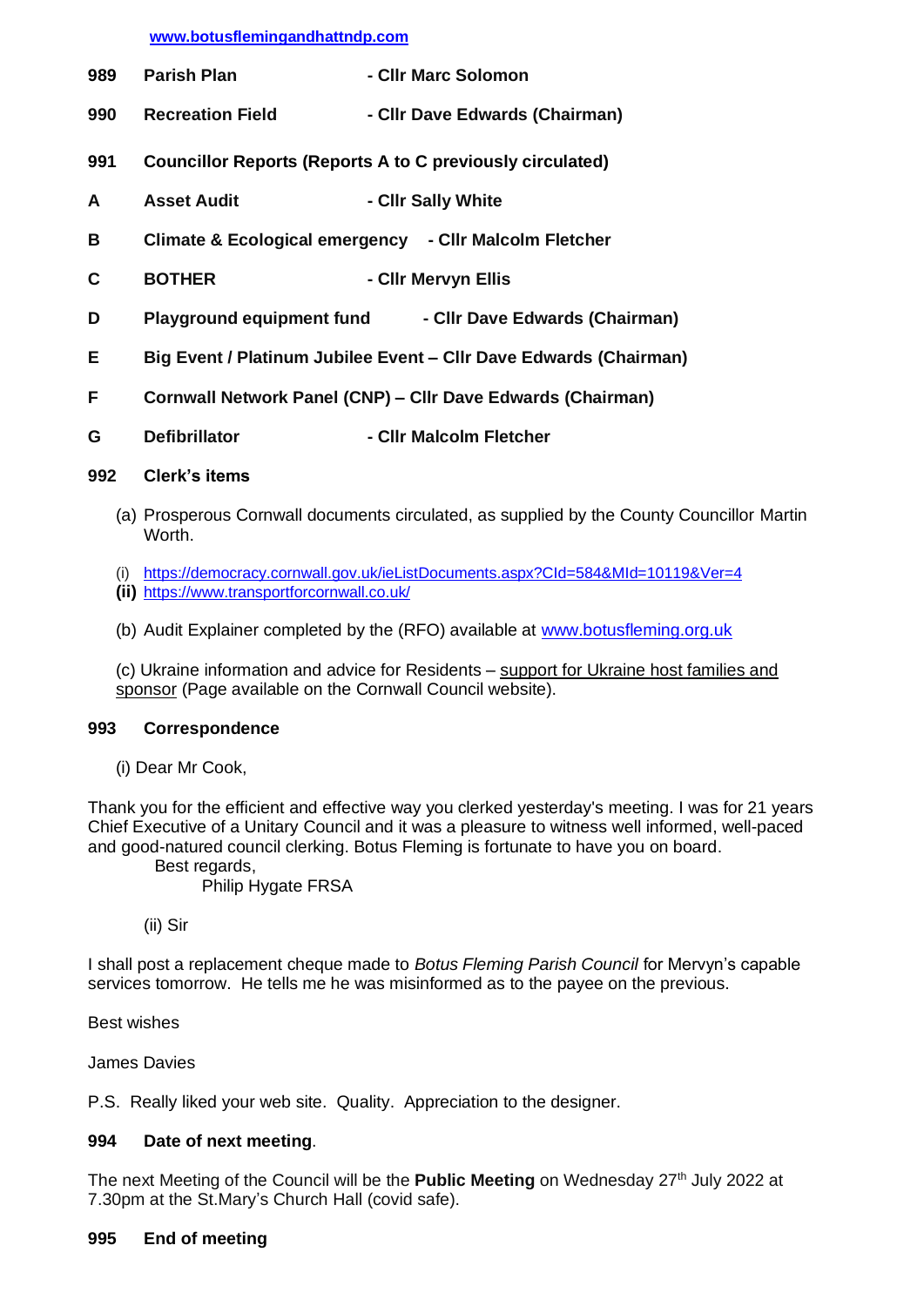**www.botusflemingandhattndp.com**

**989 Parish Plan - Cllr Marc Solomon**

**990 Recreation Field - Cllr Dave Edwards (Chairman)**

**991 Councillor Reports (Reports A to C previously circulated)**

**A Asset Audit - Cllr Sally White**

**B Climate & Ecological emergency - Cllr Malcolm Fletcher**

**C BOTHER - Cllr Mervyn Ellis**

**D Playground equipment fund - Cllr Dave Edwards (Chairman)**

**E Big Event / Platinum Jubilee Event – Cllr Dave Edwards (Chairman)**

**F Cornwall Network Panel (CNP) – Cllr Dave Edwards (Chairman)**

**G Defibrillator - Cllr Malcolm Fletcher**

**992 Clerk's items**

(a) Prosperous Cornwall documents circulated, as supplied by the County Councillor Martin Worth.

(i) https://democracy.cornwall.gov.uk/ieListDocuments.aspx?CId=584&MId=10119&Ver=4
**(ii)** https://www.transportforcornwall.co.uk/

(b) Audit Explainer completed by the (RFO) available at www.botusfleming.org.uk

(c) Ukraine information and advice for Residents – support for Ukraine host families and sponsor (Page available on the Cornwall Council website).

**993 Correspondence**

(i) Dear Mr Cook,

Thank you for the efficient and effective way you clerked yesterday's meeting. I was for 21 years Chief Executive of a Unitary Council and it was a pleasure to witness well informed, well-paced and good-natured council clerking. Botus Fleming is fortunate to have you on board.
Best regards,
Philip Hygate FRSA

(ii) Sir

I shall post a replacement cheque made to *Botus Fleming Parish Council* for Mervyn's capable services tomorrow. He tells me he was misinformed as to the payee on the previous.

Best wishes

James Davies

P.S. Really liked your web site. Quality. Appreciation to the designer.

**994 Date of next meeting**.

The next Meeting of the Council will be the **Public Meeting** on Wednesday 27th July 2022 at 7.30pm at the St.Mary's Church Hall (covid safe).

**995 End of meeting**